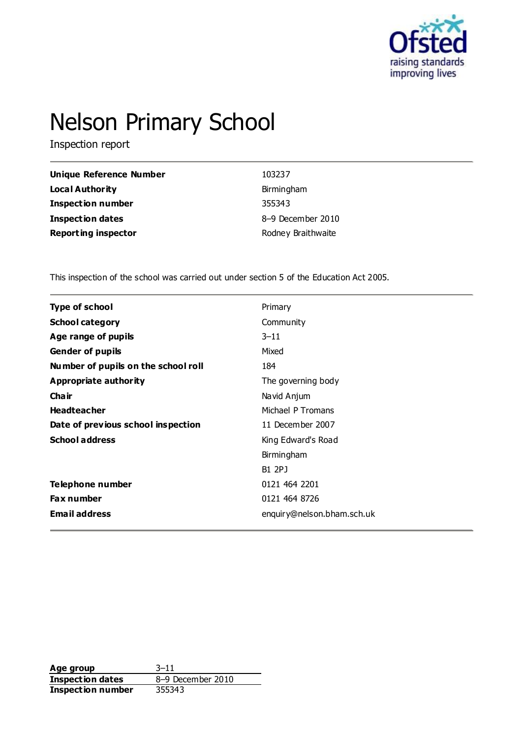# Nelson Primary School

Inspection report

| | |
|---|---|
| **Unique Reference Number** | 103237 |
| **Local Authority** | Birmingham |
| **Inspection number** | 355343 |
| **Inspection dates** | 8–9 December 2010 |
| **Reporting inspector** | Rodney Braithwaite |

This inspection of the school was carried out under section 5 of the Education Act 2005.

| | |
|---|---|
| **Type of school** | Primary |
| **School category** | Community |
| **Age range of pupils** | 3–11 |
| **Gender of pupils** | Mixed |
| **Number of pupils on the school roll** | 184 |
| **Appropriate authority** | The governing body |
| **Chair** | Navid Anjum |
| **Headteacher** | Michael P Tromans |
| **Date of previous school inspection** | 11 December 2007 |
| **School address** | King Edward's Road<br>Birmingham<br>B1 2PJ |
| **Telephone number** | 0121 464 2201 |
| **Fax number** | 0121 464 8726 |
| **Email address** | enquiry@nelson.bham.sch.uk |

| | |
|---|---|
| **Age group** | 3–11 |
| **Inspection dates** | 8–9 December 2010 |
| **Inspection number** | 355343 |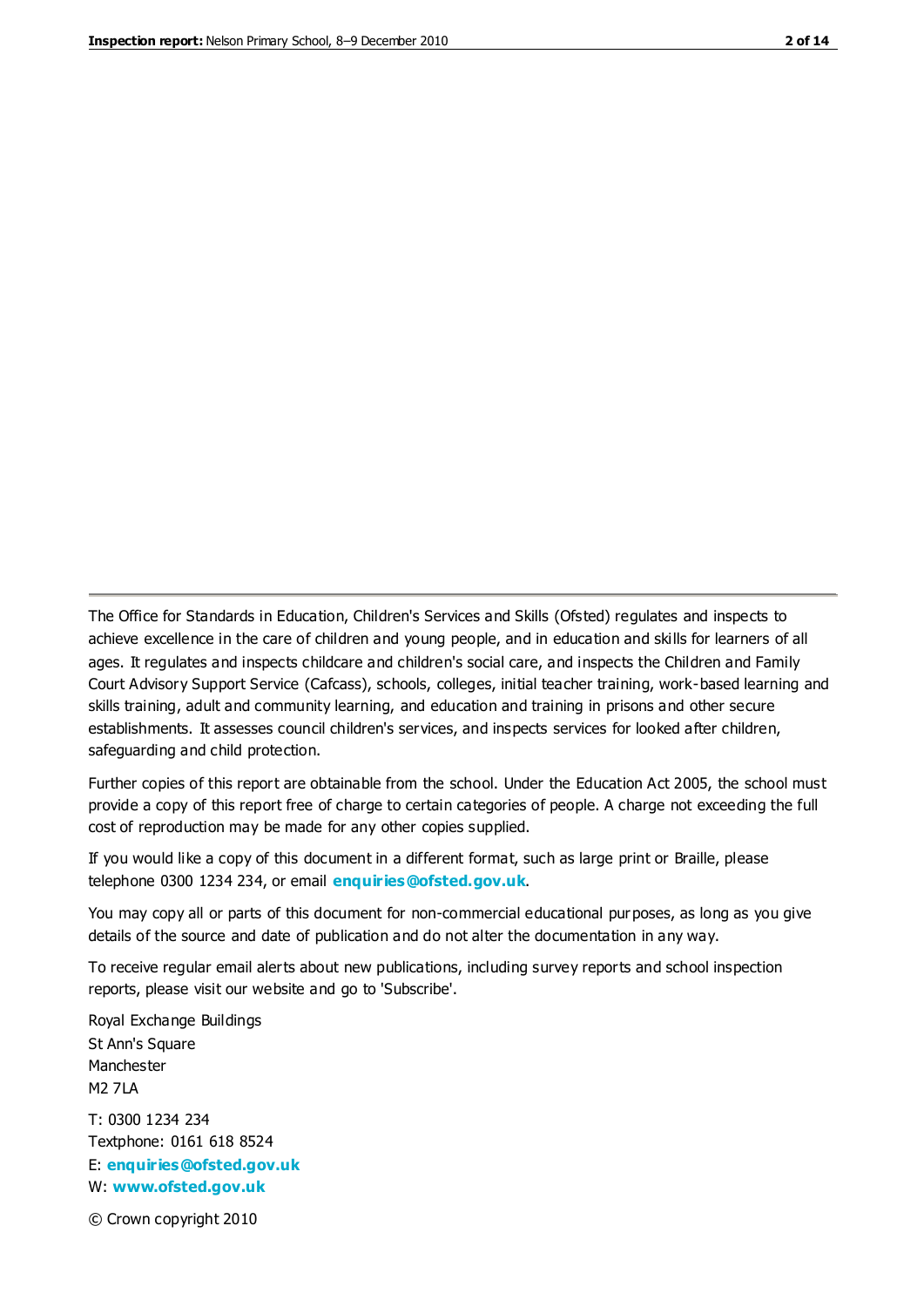The Office for Standards in Education, Children's Services and Skills (Ofsted) regulates and inspects to achieve excellence in the care of children and young people, and in education and skills for learners of all ages. It regulates and inspects childcare and children's social care, and inspects the Children and Family Court Advisory Support Service (Cafcass), schools, colleges, initial teacher training, work-based learning and skills training, adult and community learning, and education and training in prisons and other secure establishments. It assesses council children's services, and inspects services for looked after children, safeguarding and child protection.

Further copies of this report are obtainable from the school. Under the Education Act 2005, the school must provide a copy of this report free of charge to certain categories of people. A charge not exceeding the full cost of reproduction may be made for any other copies supplied.

If you would like a copy of this document in a different format, such as large print or Braille, please telephone 0300 1234 234, or email **enquiries@ofsted.gov.uk**.

You may copy all or parts of this document for non-commercial educational purposes, as long as you give details of the source and date of publication and do not alter the documentation in any way.

To receive regular email alerts about new publications, including survey reports and school inspection reports, please visit our website and go to 'Subscribe'.

Royal Exchange Buildings
St Ann's Square
Manchester
M2 7LA

T: 0300 1234 234
Textphone: 0161 618 8524
E: **enquiries@ofsted.gov.uk**
W: **www.ofsted.gov.uk**

© Crown copyright 2010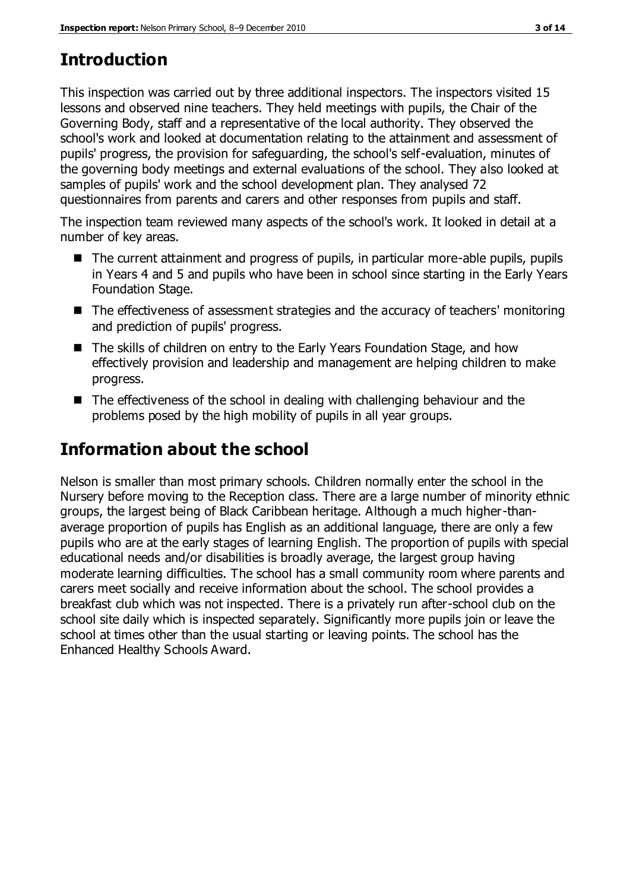## Introduction

This inspection was carried out by three additional inspectors. The inspectors visited 15 lessons and observed nine teachers. They held meetings with pupils, the Chair of the Governing Body, staff and a representative of the local authority. They observed the school's work and looked at documentation relating to the attainment and assessment of pupils' progress, the provision for safeguarding, the school's self-evaluation, minutes of the governing body meetings and external evaluations of the school. They also looked at samples of pupils' work and the school development plan. They analysed 72 questionnaires from parents and carers and other responses from pupils and staff.

The inspection team reviewed many aspects of the school's work. It looked in detail at a number of key areas.

- The current attainment and progress of pupils, in particular more-able pupils, pupils in Years 4 and 5 and pupils who have been in school since starting in the Early Years Foundation Stage.
- The effectiveness of assessment strategies and the accuracy of teachers' monitoring and prediction of pupils' progress.
- The skills of children on entry to the Early Years Foundation Stage, and how effectively provision and leadership and management are helping children to make progress.
- The effectiveness of the school in dealing with challenging behaviour and the problems posed by the high mobility of pupils in all year groups.

## Information about the school

Nelson is smaller than most primary schools. Children normally enter the school in the Nursery before moving to the Reception class. There are a large number of minority ethnic groups, the largest being of Black Caribbean heritage. Although a much higher-than-average proportion of pupils has English as an additional language, there are only a few pupils who are at the early stages of learning English. The proportion of pupils with special educational needs and/or disabilities is broadly average, the largest group having moderate learning difficulties. The school has a small community room where parents and carers meet socially and receive information about the school. The school provides a breakfast club which was not inspected. There is a privately run after-school club on the school site daily which is inspected separately. Significantly more pupils join or leave the school at times other than the usual starting or leaving points. The school has the Enhanced Healthy Schools Award.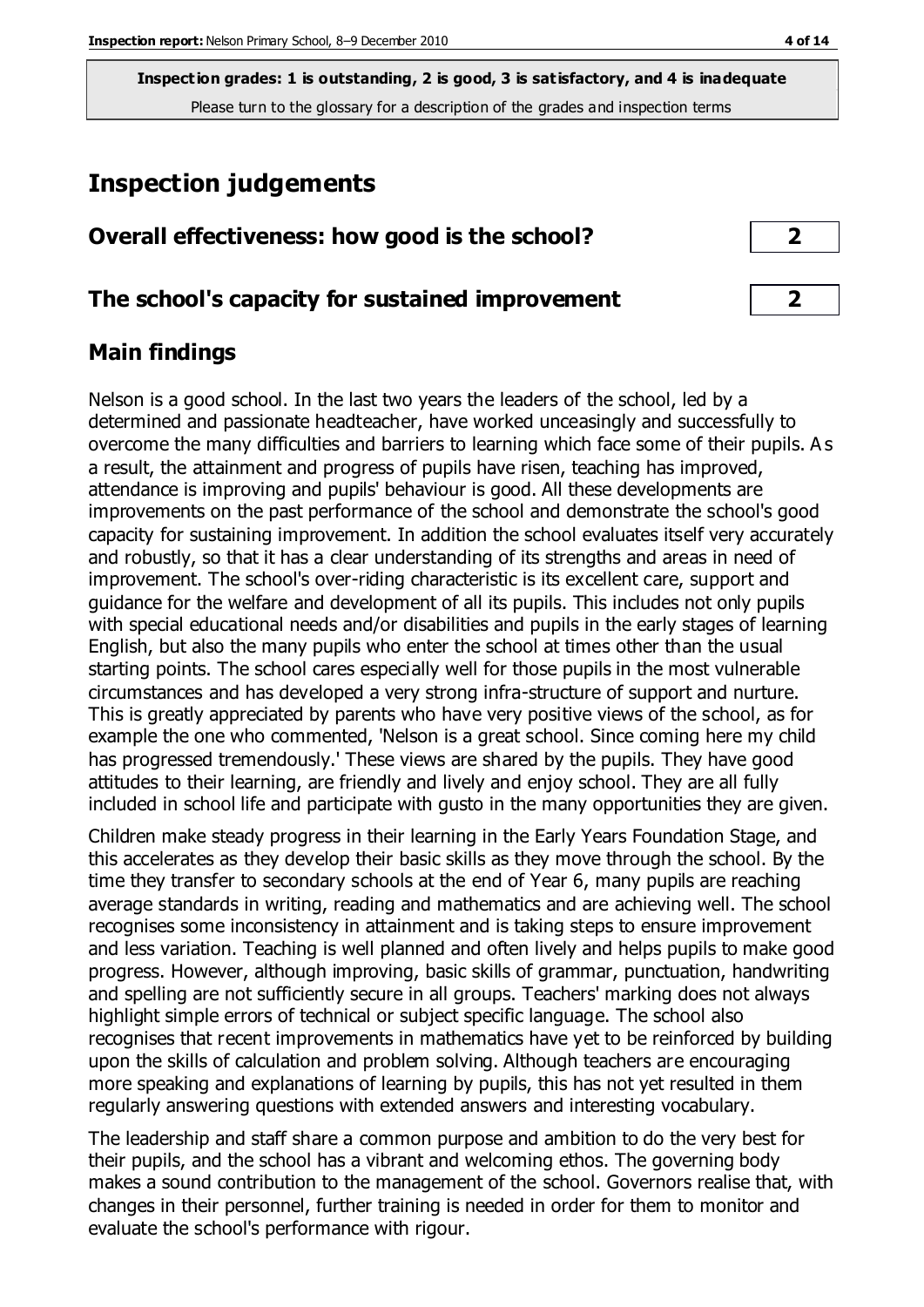**Inspection grades: 1 is outstanding, 2 is good, 3 is satisfactory, and 4 is inadequate**
Please turn to the glossary for a description of the grades and inspection terms

# Inspection judgements

| | |
|---|---|
| **Overall effectiveness: how good is the school?** | **2** |
| **The school's capacity for sustained improvement** | **2** |

## Main findings

Nelson is a good school. In the last two years the leaders of the school, led by a determined and passionate headteacher, have worked unceasingly and successfully to overcome the many difficulties and barriers to learning which face some of their pupils. As a result, the attainment and progress of pupils have risen, teaching has improved, attendance is improving and pupils' behaviour is good. All these developments are improvements on the past performance of the school and demonstrate the school's good capacity for sustaining improvement. In addition the school evaluates itself very accurately and robustly, so that it has a clear understanding of its strengths and areas in need of improvement. The school's over-riding characteristic is its excellent care, support and guidance for the welfare and development of all its pupils. This includes not only pupils with special educational needs and/or disabilities and pupils in the early stages of learning English, but also the many pupils who enter the school at times other than the usual starting points. The school cares especially well for those pupils in the most vulnerable circumstances and has developed a very strong infra-structure of support and nurture. This is greatly appreciated by parents who have very positive views of the school, as for example the one who commented, 'Nelson is a great school. Since coming here my child has progressed tremendously.' These views are shared by the pupils. They have good attitudes to their learning, are friendly and lively and enjoy school. They are all fully included in school life and participate with gusto in the many opportunities they are given.

Children make steady progress in their learning in the Early Years Foundation Stage, and this accelerates as they develop their basic skills as they move through the school. By the time they transfer to secondary schools at the end of Year 6, many pupils are reaching average standards in writing, reading and mathematics and are achieving well. The school recognises some inconsistency in attainment and is taking steps to ensure improvement and less variation. Teaching is well planned and often lively and helps pupils to make good progress. However, although improving, basic skills of grammar, punctuation, handwriting and spelling are not sufficiently secure in all groups. Teachers' marking does not always highlight simple errors of technical or subject specific language. The school also recognises that recent improvements in mathematics have yet to be reinforced by building upon the skills of calculation and problem solving. Although teachers are encouraging more speaking and explanations of learning by pupils, this has not yet resulted in them regularly answering questions with extended answers and interesting vocabulary.

The leadership and staff share a common purpose and ambition to do the very best for their pupils, and the school has a vibrant and welcoming ethos. The governing body makes a sound contribution to the management of the school. Governors realise that, with changes in their personnel, further training is needed in order for them to monitor and evaluate the school's performance with rigour.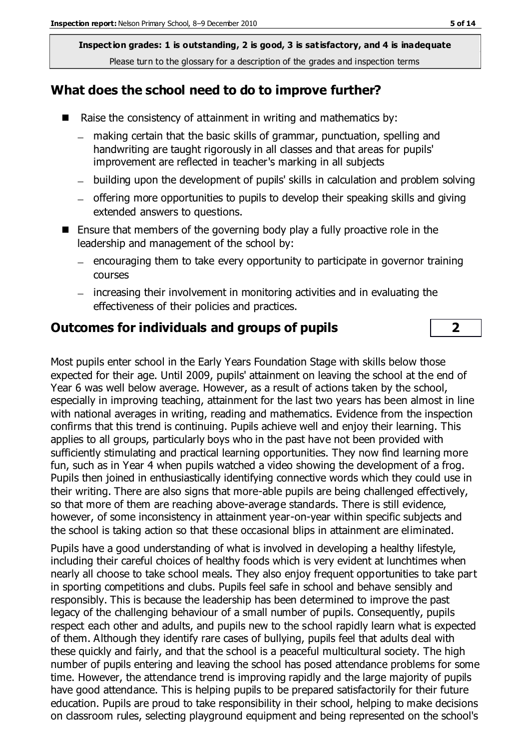**Inspection grades: 1 is outstanding, 2 is good, 3 is satisfactory, and 4 is inadequate**
Please turn to the glossary for a description of the grades and inspection terms

## What does the school need to do to improve further?

- Raise the consistency of attainment in writing and mathematics by:
  - making certain that the basic skills of grammar, punctuation, spelling and handwriting are taught rigorously in all classes and that areas for pupils' improvement are reflected in teacher's marking in all subjects
  - building upon the development of pupils' skills in calculation and problem solving
  - offering more opportunities to pupils to develop their speaking skills and giving extended answers to questions.
- Ensure that members of the governing body play a fully proactive role in the leadership and management of the school by:
  - encouraging them to take every opportunity to participate in governor training courses
  - increasing their involvement in monitoring activities and in evaluating the effectiveness of their policies and practices.

## Outcomes for individuals and groups of pupils | 2

Most pupils enter school in the Early Years Foundation Stage with skills below those expected for their age. Until 2009, pupils' attainment on leaving the school at the end of Year 6 was well below average. However, as a result of actions taken by the school, especially in improving teaching, attainment for the last two years has been almost in line with national averages in writing, reading and mathematics. Evidence from the inspection confirms that this trend is continuing. Pupils achieve well and enjoy their learning. This applies to all groups, particularly boys who in the past have not been provided with sufficiently stimulating and practical learning opportunities. They now find learning more fun, such as in Year 4 when pupils watched a video showing the development of a frog. Pupils then joined in enthusiastically identifying connective words which they could use in their writing. There are also signs that more-able pupils are being challenged effectively, so that more of them are reaching above-average standards. There is still evidence, however, of some inconsistency in attainment year-on-year within specific subjects and the school is taking action so that these occasional blips in attainment are eliminated.

Pupils have a good understanding of what is involved in developing a healthy lifestyle, including their careful choices of healthy foods which is very evident at lunchtimes when nearly all choose to take school meals. They also enjoy frequent opportunities to take part in sporting competitions and clubs. Pupils feel safe in school and behave sensibly and responsibly. This is because the leadership has been determined to improve the past legacy of the challenging behaviour of a small number of pupils. Consequently, pupils respect each other and adults, and pupils new to the school rapidly learn what is expected of them. Although they identify rare cases of bullying, pupils feel that adults deal with these quickly and fairly, and that the school is a peaceful multicultural society. The high number of pupils entering and leaving the school has posed attendance problems for some time. However, the attendance trend is improving rapidly and the large majority of pupils have good attendance. This is helping pupils to be prepared satisfactorily for their future education. Pupils are proud to take responsibility in their school, helping to make decisions on classroom rules, selecting playground equipment and being represented on the school's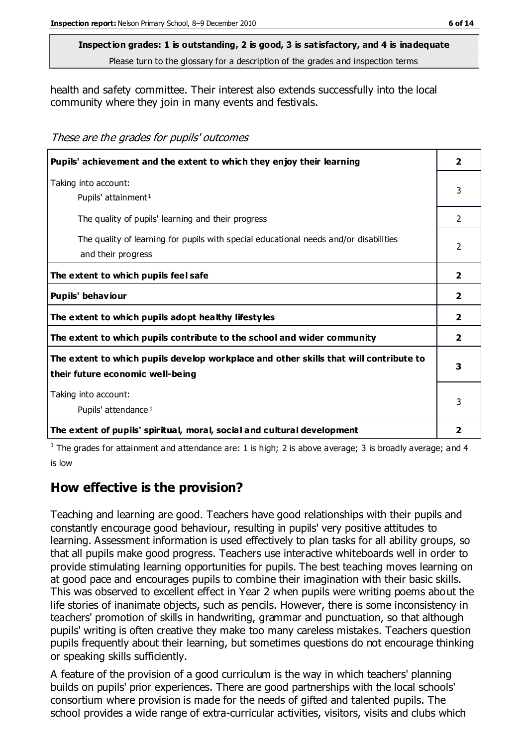**Inspection grades: 1 is outstanding, 2 is good, 3 is satisfactory, and 4 is inadequate**
Please turn to the glossary for a description of the grades and inspection terms

health and safety committee. Their interest also extends successfully into the local community where they join in many events and festivals.

*These are the grades for pupils' outcomes*

| | |
|---|---|
| **Pupils' achievement and the extent to which they enjoy their learning** | **2** |
| Taking into account: Pupils' attainment[1] | 3 |
| The quality of pupils' learning and their progress | 2 |
| The quality of learning for pupils with special educational needs and/or disabilities and their progress | 2 |
| **The extent to which pupils feel safe** | **2** |
| **Pupils' behaviour** | **2** |
| **The extent to which pupils adopt healthy lifestyles** | **2** |
| **The extent to which pupils contribute to the school and wider community** | **2** |
| **The extent to which pupils develop workplace and other skills that will contribute to their future economic well-being** | **3** |
| Taking into account: Pupils' attendance[1] | 3 |
| **The extent of pupils' spiritual, moral, social and cultural development** | **2** |

[1] The grades for attainment and attendance are: 1 is high; 2 is above average; 3 is broadly average; and 4 is low

## How effective is the provision?

Teaching and learning are good. Teachers have good relationships with their pupils and constantly encourage good behaviour, resulting in pupils' very positive attitudes to learning. Assessment information is used effectively to plan tasks for all ability groups, so that all pupils make good progress. Teachers use interactive whiteboards well in order to provide stimulating learning opportunities for pupils. The best teaching moves learning on at good pace and encourages pupils to combine their imagination with their basic skills. This was observed to excellent effect in Year 2 when pupils were writing poems about the life stories of inanimate objects, such as pencils. However, there is some inconsistency in teachers' promotion of skills in handwriting, grammar and punctuation, so that although pupils' writing is often creative they make too many careless mistakes. Teachers question pupils frequently about their learning, but sometimes questions do not encourage thinking or speaking skills sufficiently.

A feature of the provision of a good curriculum is the way in which teachers' planning builds on pupils' prior experiences. There are good partnerships with the local schools' consortium where provision is made for the needs of gifted and talented pupils. The school provides a wide range of extra-curricular activities, visitors, visits and clubs which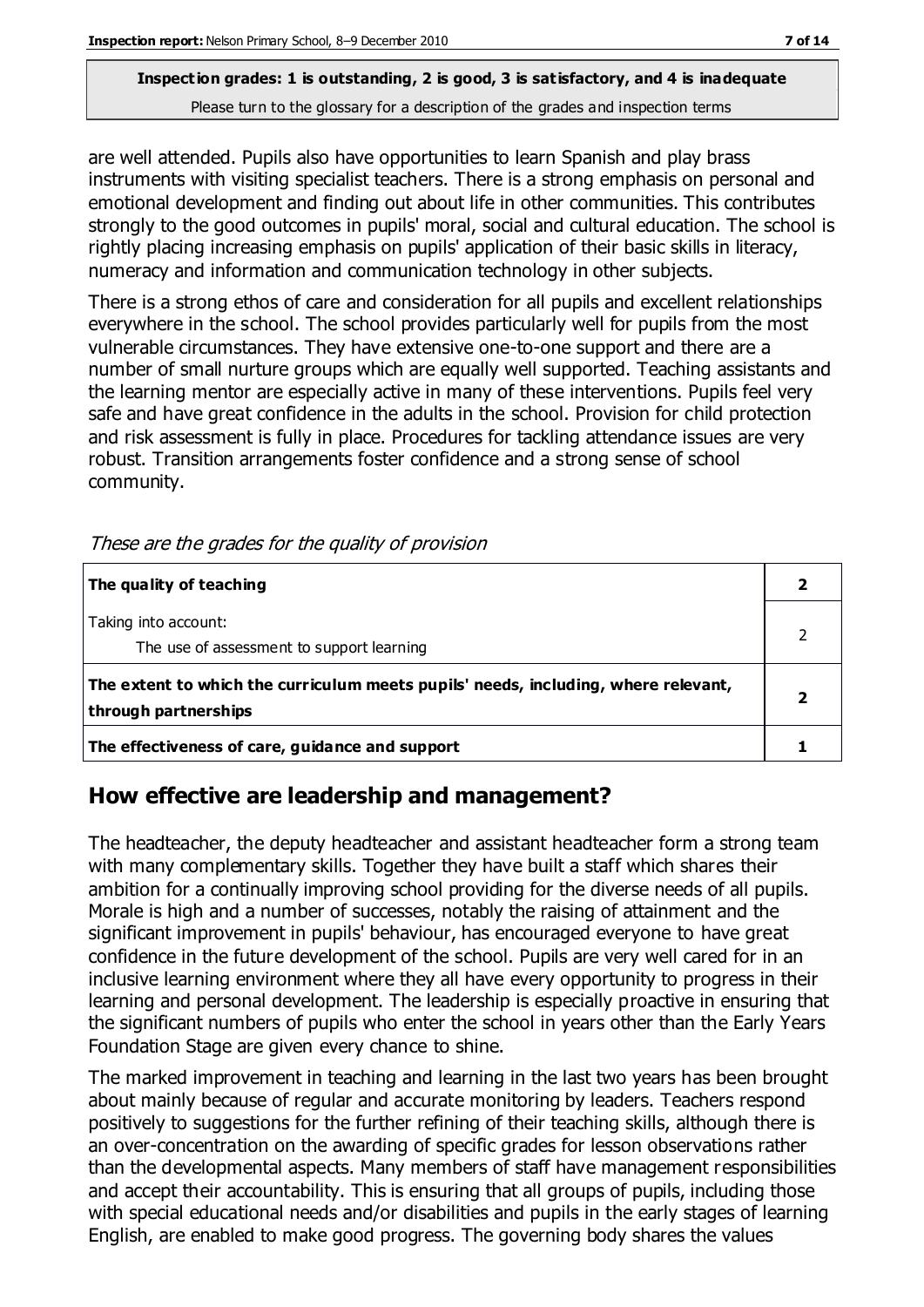are well attended. Pupils also have opportunities to learn Spanish and play brass instruments with visiting specialist teachers. There is a strong emphasis on personal and emotional development and finding out about life in other communities. This contributes strongly to the good outcomes in pupils' moral, social and cultural education. The school is rightly placing increasing emphasis on pupils' application of their basic skills in literacy, numeracy and information and communication technology in other subjects.

There is a strong ethos of care and consideration for all pupils and excellent relationships everywhere in the school. The school provides particularly well for pupils from the most vulnerable circumstances. They have extensive one-to-one support and there are a number of small nurture groups which are equally well supported. Teaching assistants and the learning mentor are especially active in many of these interventions. Pupils feel very safe and have great confidence in the adults in the school. Provision for child protection and risk assessment is fully in place. Procedures for tackling attendance issues are very robust. Transition arrangements foster confidence and a strong sense of school community.

*These are the grades for the quality of provision*

| | |
|---|---|
| **The quality of teaching** | **2** |
| Taking into account:<br>The use of assessment to support learning | 2 |
| **The extent to which the curriculum meets pupils' needs, including, where relevant, through partnerships** | **2** |
| **The effectiveness of care, guidance and support** | **1** |

## How effective are leadership and management?

The headteacher, the deputy headteacher and assistant headteacher form a strong team with many complementary skills. Together they have built a staff which shares their ambition for a continually improving school providing for the diverse needs of all pupils. Morale is high and a number of successes, notably the raising of attainment and the significant improvement in pupils' behaviour, has encouraged everyone to have great confidence in the future development of the school. Pupils are very well cared for in an inclusive learning environment where they all have every opportunity to progress in their learning and personal development. The leadership is especially proactive in ensuring that the significant numbers of pupils who enter the school in years other than the Early Years Foundation Stage are given every chance to shine.

The marked improvement in teaching and learning in the last two years has been brought about mainly because of regular and accurate monitoring by leaders. Teachers respond positively to suggestions for the further refining of their teaching skills, although there is an over-concentration on the awarding of specific grades for lesson observations rather than the developmental aspects. Many members of staff have management responsibilities and accept their accountability. This is ensuring that all groups of pupils, including those with special educational needs and/or disabilities and pupils in the early stages of learning English, are enabled to make good progress. The governing body shares the values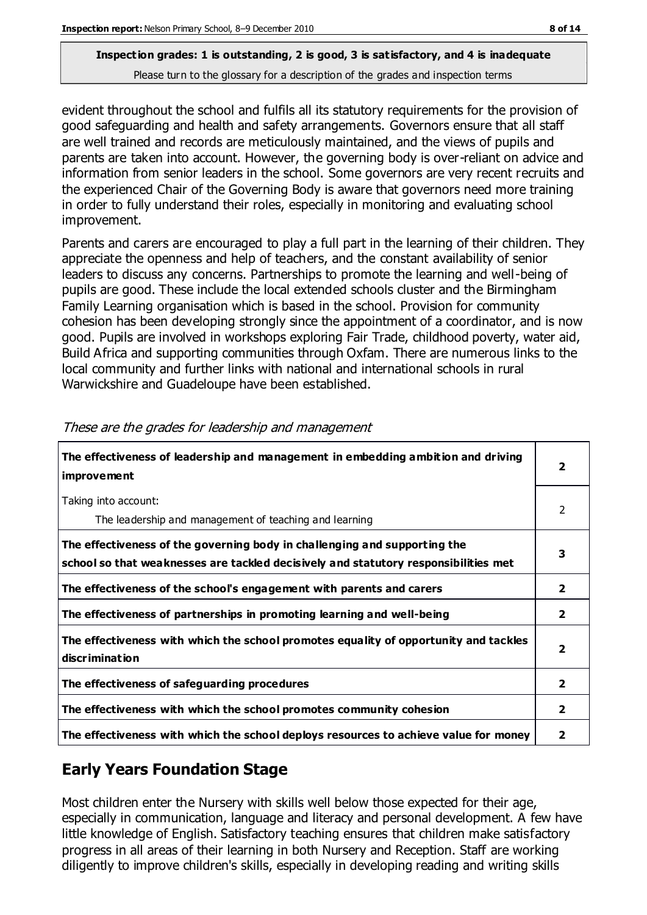**Inspection grades: 1 is outstanding, 2 is good, 3 is satisfactory, and 4 is inadequate**
Please turn to the glossary for a description of the grades and inspection terms

evident throughout the school and fulfils all its statutory requirements for the provision of good safeguarding and health and safety arrangements. Governors ensure that all staff are well trained and records are meticulously maintained, and the views of pupils and parents are taken into account. However, the governing body is over-reliant on advice and information from senior leaders in the school. Some governors are very recent recruits and the experienced Chair of the Governing Body is aware that governors need more training in order to fully understand their roles, especially in monitoring and evaluating school improvement.

Parents and carers are encouraged to play a full part in the learning of their children. They appreciate the openness and help of teachers, and the constant availability of senior leaders to discuss any concerns. Partnerships to promote the learning and well-being of pupils are good. These include the local extended schools cluster and the Birmingham Family Learning organisation which is based in the school. Provision for community cohesion has been developing strongly since the appointment of a coordinator, and is now good. Pupils are involved in workshops exploring Fair Trade, childhood poverty, water aid, Build Africa and supporting communities through Oxfam. There are numerous links to the local community and further links with national and international schools in rural Warwickshire and Guadeloupe have been established.

*These are the grades for leadership and management*

| | |
|---|---|
| **The effectiveness of leadership and management in embedding ambition and driving improvement** | **2** |
| Taking into account:<br>The leadership and management of teaching and learning | 2 |
| **The effectiveness of the governing body in challenging and supporting the school so that weaknesses are tackled decisively and statutory responsibilities met** | **3** |
| **The effectiveness of the school's engagement with parents and carers** | **2** |
| **The effectiveness of partnerships in promoting learning and well-being** | **2** |
| **The effectiveness with which the school promotes equality of opportunity and tackles discrimination** | **2** |
| **The effectiveness of safeguarding procedures** | **2** |
| **The effectiveness with which the school promotes community cohesion** | **2** |
| **The effectiveness with which the school deploys resources to achieve value for money** | **2** |

## Early Years Foundation Stage

Most children enter the Nursery with skills well below those expected for their age, especially in communication, language and literacy and personal development. A few have little knowledge of English. Satisfactory teaching ensures that children make satisfactory progress in all areas of their learning in both Nursery and Reception. Staff are working diligently to improve children's skills, especially in developing reading and writing skills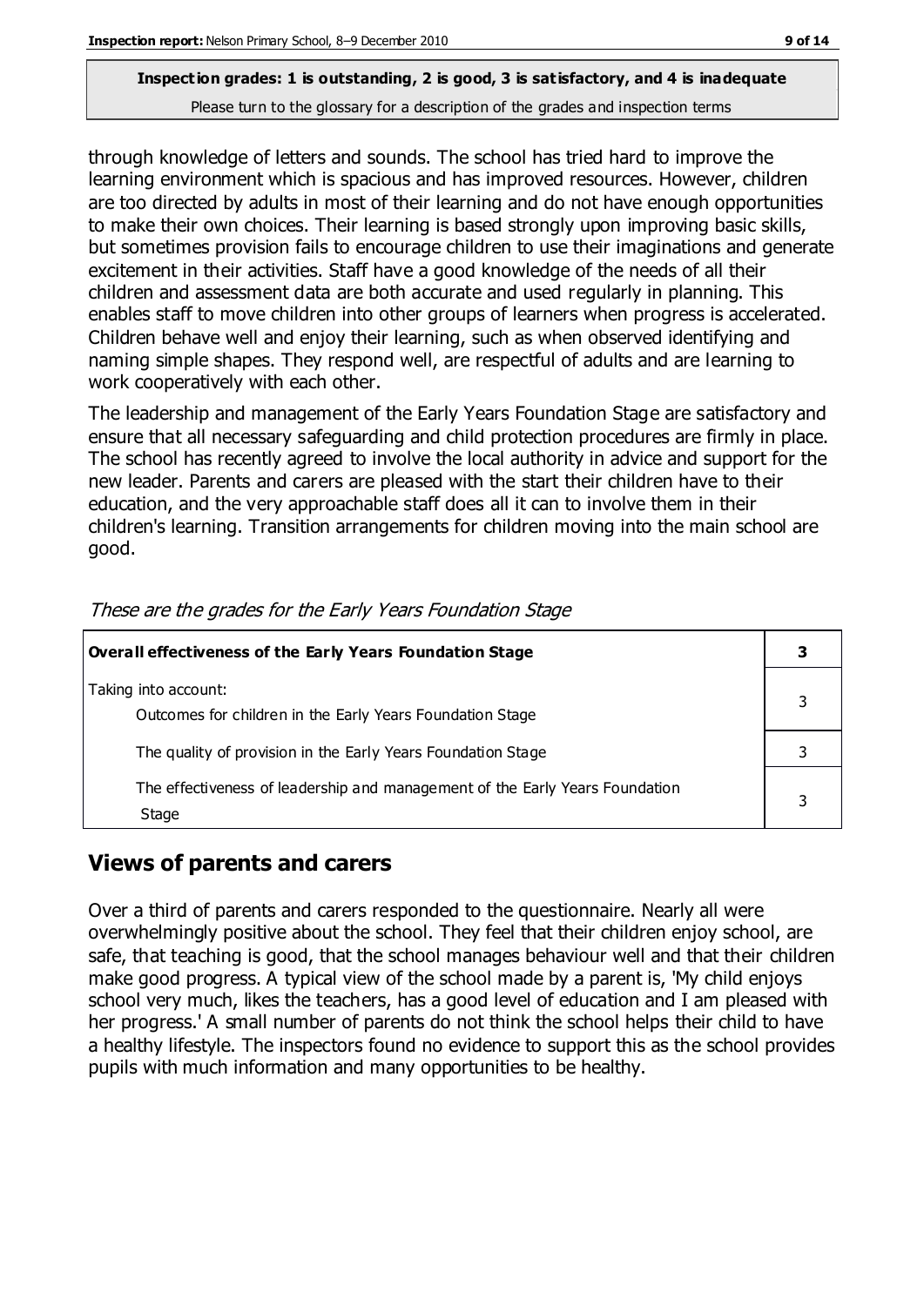**Inspection grades: 1 is outstanding, 2 is good, 3 is satisfactory, and 4 is inadequate**
Please turn to the glossary for a description of the grades and inspection terms

through knowledge of letters and sounds. The school has tried hard to improve the learning environment which is spacious and has improved resources. However, children are too directed by adults in most of their learning and do not have enough opportunities to make their own choices. Their learning is based strongly upon improving basic skills, but sometimes provision fails to encourage children to use their imaginations and generate excitement in their activities. Staff have a good knowledge of the needs of all their children and assessment data are both accurate and used regularly in planning. This enables staff to move children into other groups of learners when progress is accelerated. Children behave well and enjoy their learning, such as when observed identifying and naming simple shapes. They respond well, are respectful of adults and are learning to work cooperatively with each other.

The leadership and management of the Early Years Foundation Stage are satisfactory and ensure that all necessary safeguarding and child protection procedures are firmly in place. The school has recently agreed to involve the local authority in advice and support for the new leader. Parents and carers are pleased with the start their children have to their education, and the very approachable staff does all it can to involve them in their children's learning. Transition arrangements for children moving into the main school are good.

*These are the grades for the Early Years Foundation Stage*

| **Overall effectiveness of the Early Years Foundation Stage** | **3** |
|---|---|
| Taking into account: Outcomes for children in the Early Years Foundation Stage | 3 |
| The quality of provision in the Early Years Foundation Stage | 3 |
| The effectiveness of leadership and management of the Early Years Foundation Stage | 3 |

## Views of parents and carers

Over a third of parents and carers responded to the questionnaire. Nearly all were overwhelmingly positive about the school. They feel that their children enjoy school, are safe, that teaching is good, that the school manages behaviour well and that their children make good progress. A typical view of the school made by a parent is, 'My child enjoys school very much, likes the teachers, has a good level of education and I am pleased with her progress.' A small number of parents do not think the school helps their child to have a healthy lifestyle. The inspectors found no evidence to support this as the school provides pupils with much information and many opportunities to be healthy.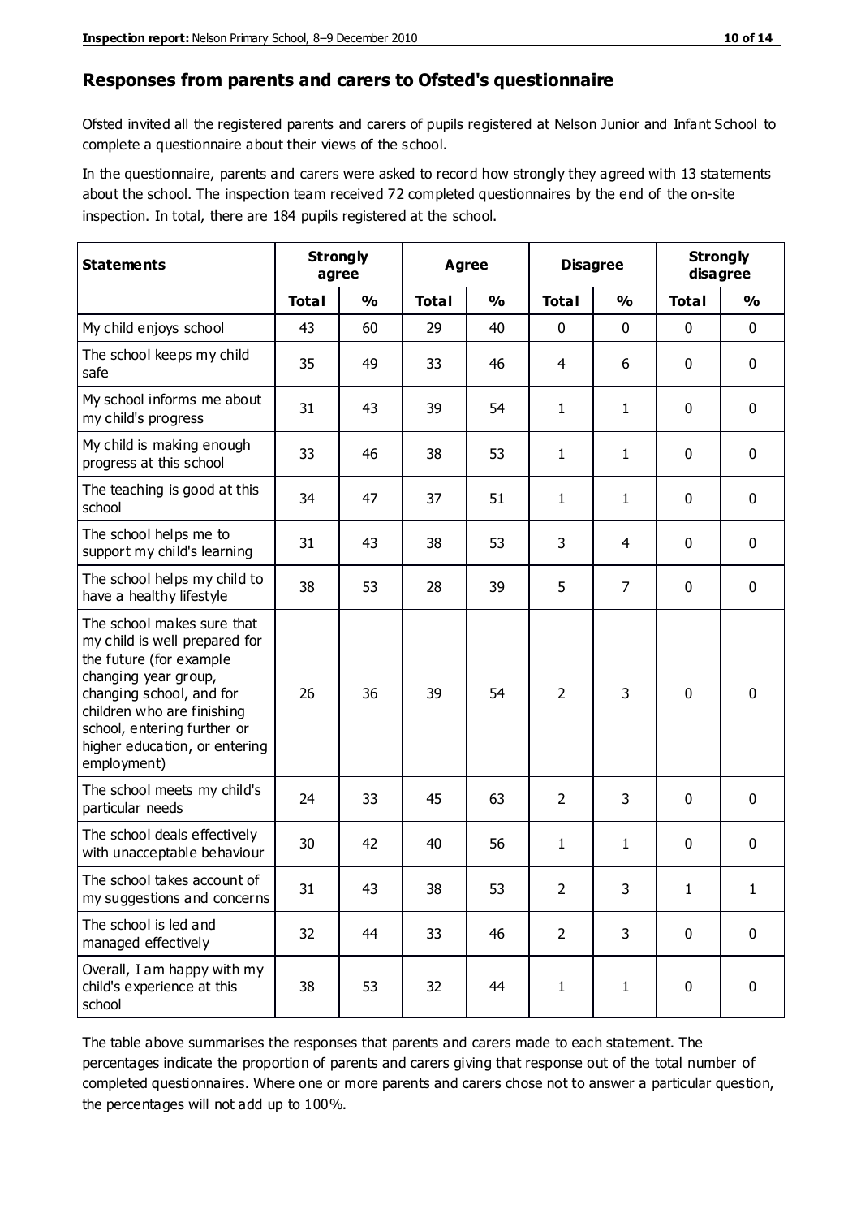## Responses from parents and carers to Ofsted's questionnaire

Ofsted invited all the registered parents and carers of pupils registered at Nelson Junior and Infant School to complete a questionnaire about their views of the school.

In the questionnaire, parents and carers were asked to record how strongly they agreed with 13 statements about the school. The inspection team received 72 completed questionnaires by the end of the on-site inspection. In total, there are 184 pupils registered at the school.

| Statements | Strongly agree | | Agree | | Disagree | | Strongly disagree | |
|---|---|---|---|---|---|---|---|---|
| | Total | % | Total | % | Total | % | Total | % |
| My child enjoys school | 43 | 60 | 29 | 40 | 0 | 0 | 0 | 0 |
| The school keeps my child safe | 35 | 49 | 33 | 46 | 4 | 6 | 0 | 0 |
| My school informs me about my child's progress | 31 | 43 | 39 | 54 | 1 | 1 | 0 | 0 |
| My child is making enough progress at this school | 33 | 46 | 38 | 53 | 1 | 1 | 0 | 0 |
| The teaching is good at this school | 34 | 47 | 37 | 51 | 1 | 1 | 0 | 0 |
| The school helps me to support my child's learning | 31 | 43 | 38 | 53 | 3 | 4 | 0 | 0 |
| The school helps my child to have a healthy lifestyle | 38 | 53 | 28 | 39 | 5 | 7 | 0 | 0 |
| The school makes sure that my child is well prepared for the future (for example changing year group, changing school, and for children who are finishing school, entering further or higher education, or entering employment) | 26 | 36 | 39 | 54 | 2 | 3 | 0 | 0 |
| The school meets my child's particular needs | 24 | 33 | 45 | 63 | 2 | 3 | 0 | 0 |
| The school deals effectively with unacceptable behaviour | 30 | 42 | 40 | 56 | 1 | 1 | 0 | 0 |
| The school takes account of my suggestions and concerns | 31 | 43 | 38 | 53 | 2 | 3 | 1 | 1 |
| The school is led and managed effectively | 32 | 44 | 33 | 46 | 2 | 3 | 0 | 0 |
| Overall, I am happy with my child's experience at this school | 38 | 53 | 32 | 44 | 1 | 1 | 0 | 0 |

The table above summarises the responses that parents and carers made to each statement. The percentages indicate the proportion of parents and carers giving that response out of the total number of completed questionnaires. Where one or more parents and carers chose not to answer a particular question, the percentages will not add up to 100%.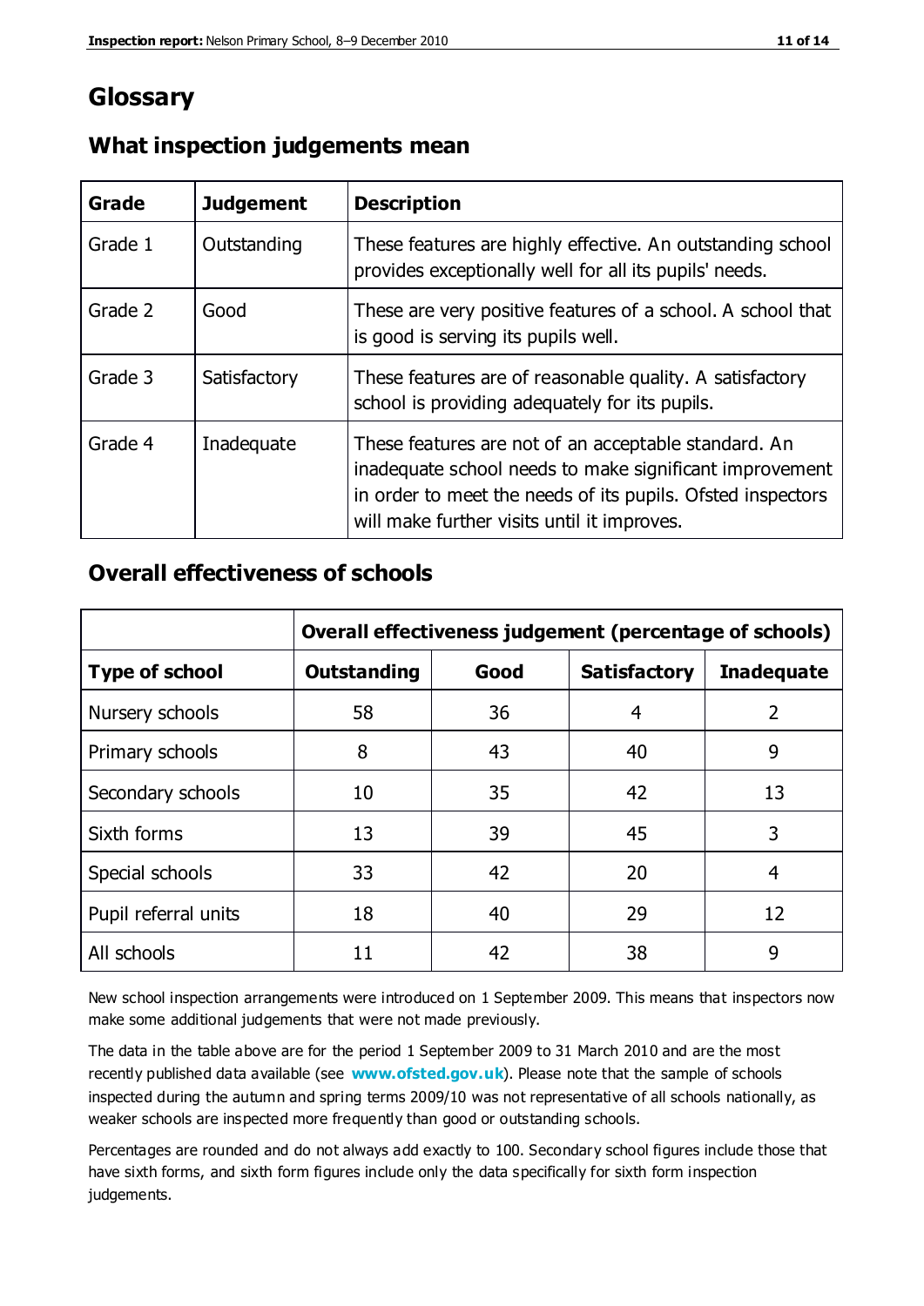# Glossary

## What inspection judgements mean

| Grade | Judgement | Description |
|---|---|---|
| Grade 1 | Outstanding | These features are highly effective. An outstanding school provides exceptionally well for all its pupils' needs. |
| Grade 2 | Good | These are very positive features of a school. A school that is good is serving its pupils well. |
| Grade 3 | Satisfactory | These features are of reasonable quality. A satisfactory school is providing adequately for its pupils. |
| Grade 4 | Inadequate | These features are not of an acceptable standard. An inadequate school needs to make significant improvement in order to meet the needs of its pupils. Ofsted inspectors will make further visits until it improves. |

## Overall effectiveness of schools

| | Overall effectiveness judgement (percentage of schools) | | | |
|---|---|---|---|---|
| **Type of school** | **Outstanding** | **Good** | **Satisfactory** | **Inadequate** |
| Nursery schools | 58 | 36 | 4 | 2 |
| Primary schools | 8 | 43 | 40 | 9 |
| Secondary schools | 10 | 35 | 42 | 13 |
| Sixth forms | 13 | 39 | 45 | 3 |
| Special schools | 33 | 42 | 20 | 4 |
| Pupil referral units | 18 | 40 | 29 | 12 |
| All schools | 11 | 42 | 38 | 9 |

New school inspection arrangements were introduced on 1 September 2009. This means that inspectors now make some additional judgements that were not made previously.

The data in the table above are for the period 1 September 2009 to 31 March 2010 and are the most recently published data available (see **www.ofsted.gov.uk**). Please note that the sample of schools inspected during the autumn and spring terms 2009/10 was not representative of all schools nationally, as weaker schools are inspected more frequently than good or outstanding schools.

Percentages are rounded and do not always add exactly to 100. Secondary school figures include those that have sixth forms, and sixth form figures include only the data specifically for sixth form inspection judgements.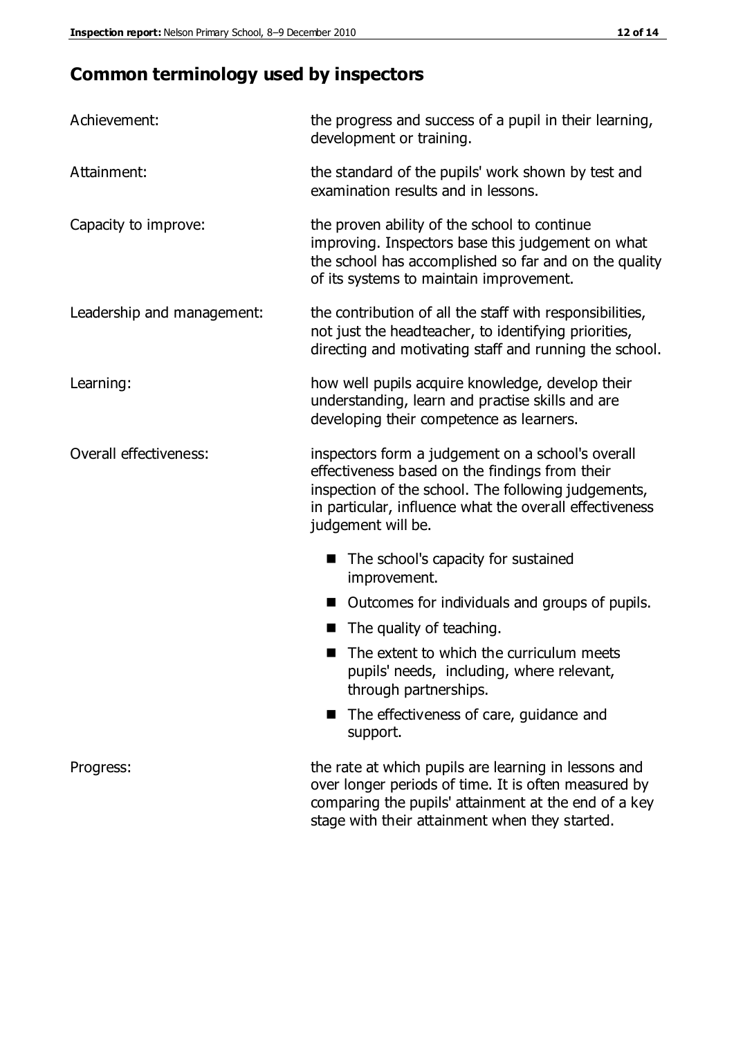## Common terminology used by inspectors

**Achievement:** the progress and success of a pupil in their learning, development or training.

**Attainment:** the standard of the pupils' work shown by test and examination results and in lessons.

**Capacity to improve:** the proven ability of the school to continue improving. Inspectors base this judgement on what the school has accomplished so far and on the quality of its systems to maintain improvement.

**Leadership and management:** the contribution of all the staff with responsibilities, not just the headteacher, to identifying priorities, directing and motivating staff and running the school.

**Learning:** how well pupils acquire knowledge, develop their understanding, learn and practise skills and are developing their competence as learners.

**Overall effectiveness:** inspectors form a judgement on a school's overall effectiveness based on the findings from their inspection of the school. The following judgements, in particular, influence what the overall effectiveness judgement will be.

- The school's capacity for sustained improvement.
- Outcomes for individuals and groups of pupils.
- The quality of teaching.
- The extent to which the curriculum meets pupils' needs, including, where relevant, through partnerships.
- The effectiveness of care, guidance and support.

**Progress:** the rate at which pupils are learning in lessons and over longer periods of time. It is often measured by comparing the pupils' attainment at the end of a key stage with their attainment when they started.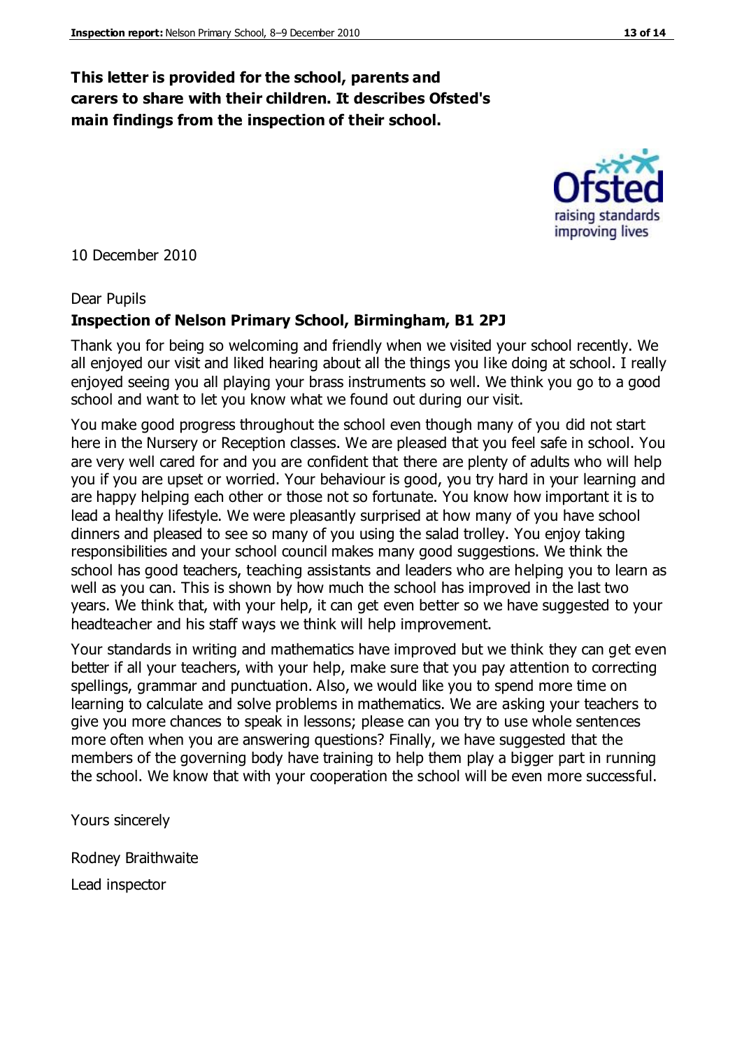**This letter is provided for the school, parents and carers to share with their children. It describes Ofsted's main findings from the inspection of their school.**

10 December 2010

Dear Pupils

**Inspection of Nelson Primary School, Birmingham, B1 2PJ**

Thank you for being so welcoming and friendly when we visited your school recently. We all enjoyed our visit and liked hearing about all the things you like doing at school. I really enjoyed seeing you all playing your brass instruments so well. We think you go to a good school and want to let you know what we found out during our visit.

You make good progress throughout the school even though many of you did not start here in the Nursery or Reception classes. We are pleased that you feel safe in school. You are very well cared for and you are confident that there are plenty of adults who will help you if you are upset or worried. Your behaviour is good, you try hard in your learning and are happy helping each other or those not so fortunate. You know how important it is to lead a healthy lifestyle. We were pleasantly surprised at how many of you have school dinners and pleased to see so many of you using the salad trolley. You enjoy taking responsibilities and your school council makes many good suggestions. We think the school has good teachers, teaching assistants and leaders who are helping you to learn as well as you can. This is shown by how much the school has improved in the last two years. We think that, with your help, it can get even better so we have suggested to your headteacher and his staff ways we think will help improvement.

Your standards in writing and mathematics have improved but we think they can get even better if all your teachers, with your help, make sure that you pay attention to correcting spellings, grammar and punctuation. Also, we would like you to spend more time on learning to calculate and solve problems in mathematics. We are asking your teachers to give you more chances to speak in lessons; please can you try to use whole sentences more often when you are answering questions? Finally, we have suggested that the members of the governing body have training to help them play a bigger part in running the school. We know that with your cooperation the school will be even more successful.

Yours sincerely

Rodney Braithwaite

Lead inspector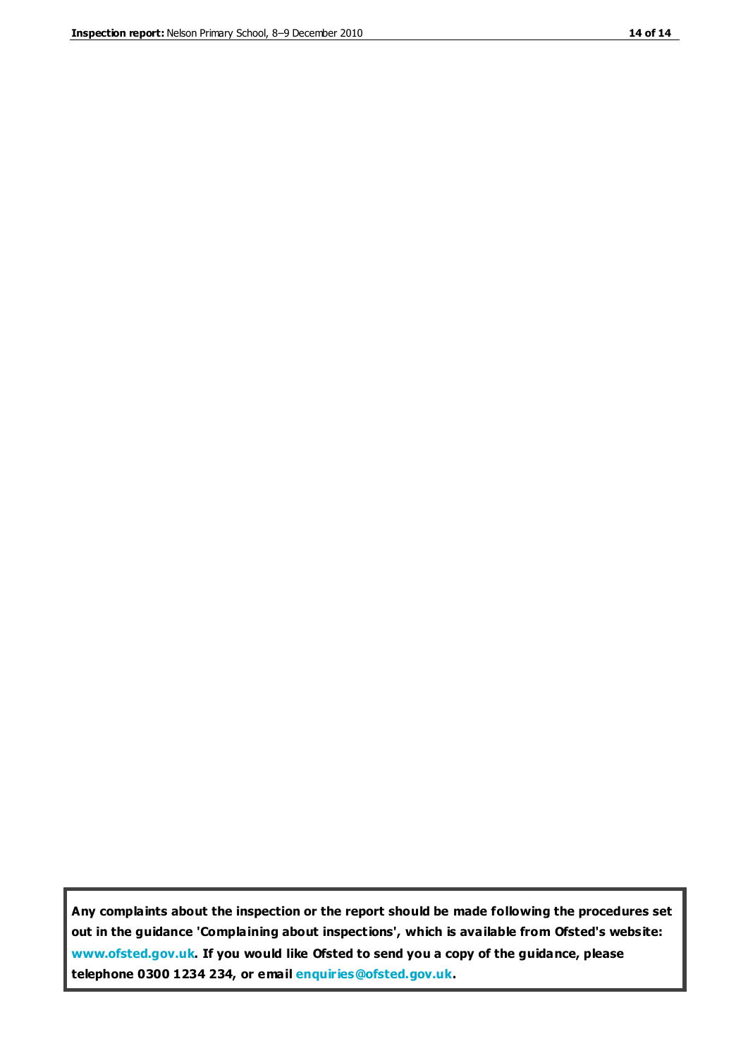**Any complaints about the inspection or the report should be made following the procedures set out in the guidance 'Complaining about inspections', which is available from Ofsted's website: www.ofsted.gov.uk. If you would like Ofsted to send you a copy of the guidance, please telephone 0300 1234 234, or email enquiries@ofsted.gov.uk.**